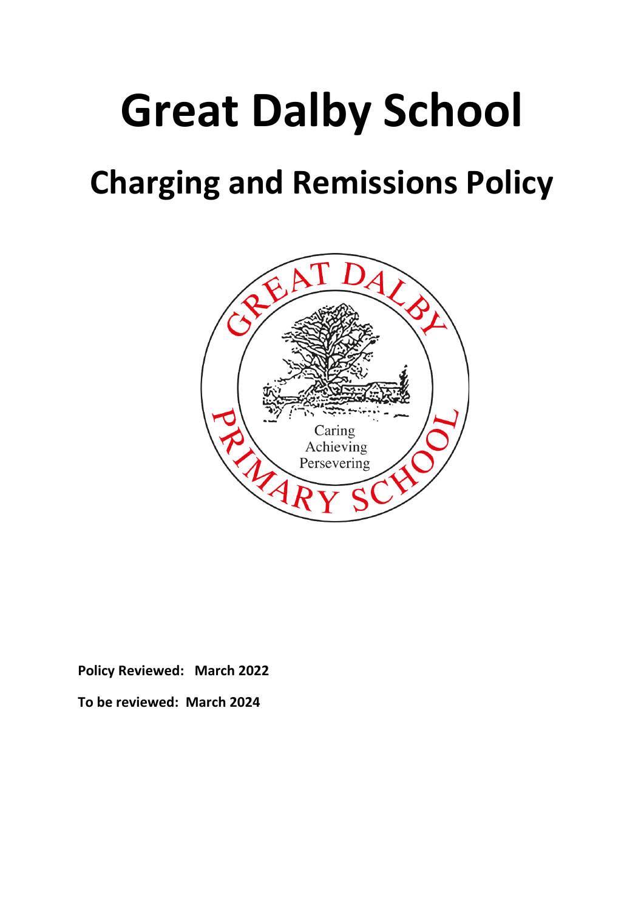# Great Dalby School

## Charging and Remissions Policy

**Policy Reviewed: March 2022**

**To be reviewed: March 2024**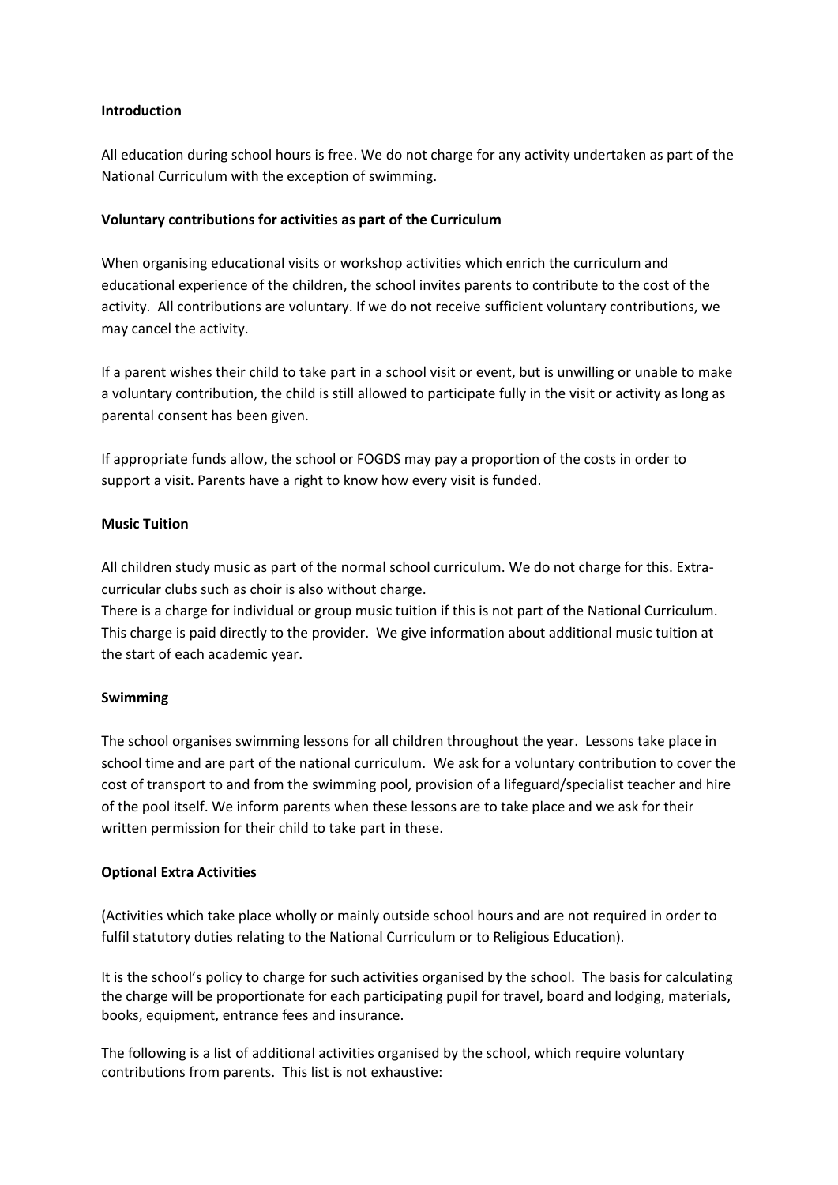**Introduction**

All education during school hours is free. We do not charge for any activity undertaken as part of the National Curriculum with the exception of swimming.

**Voluntary contributions for activities as part of the Curriculum**

When organising educational visits or workshop activities which enrich the curriculum and educational experience of the children, the school invites parents to contribute to the cost of the activity. All contributions are voluntary. If we do not receive sufficient voluntary contributions, we may cancel the activity.

If a parent wishes their child to take part in a school visit or event, but is unwilling or unable to make a voluntary contribution, the child is still allowed to participate fully in the visit or activity as long as parental consent has been given.

If appropriate funds allow, the school or FOGDS may pay a proportion of the costs in order to support a visit. Parents have a right to know how every visit is funded.

**Music Tuition**

All children study music as part of the normal school curriculum. We do not charge for this. Extra-curricular clubs such as choir is also without charge.
There is a charge for individual or group music tuition if this is not part of the National Curriculum. This charge is paid directly to the provider. We give information about additional music tuition at the start of each academic year.

**Swimming**

The school organises swimming lessons for all children throughout the year. Lessons take place in school time and are part of the national curriculum. We ask for a voluntary contribution to cover the cost of transport to and from the swimming pool, provision of a lifeguard/specialist teacher and hire of the pool itself. We inform parents when these lessons are to take place and we ask for their written permission for their child to take part in these.

**Optional Extra Activities**

(Activities which take place wholly or mainly outside school hours and are not required in order to fulfil statutory duties relating to the National Curriculum or to Religious Education).

It is the school's policy to charge for such activities organised by the school. The basis for calculating the charge will be proportionate for each participating pupil for travel, board and lodging, materials, books, equipment, entrance fees and insurance.

The following is a list of additional activities organised by the school, which require voluntary contributions from parents. This list is not exhaustive: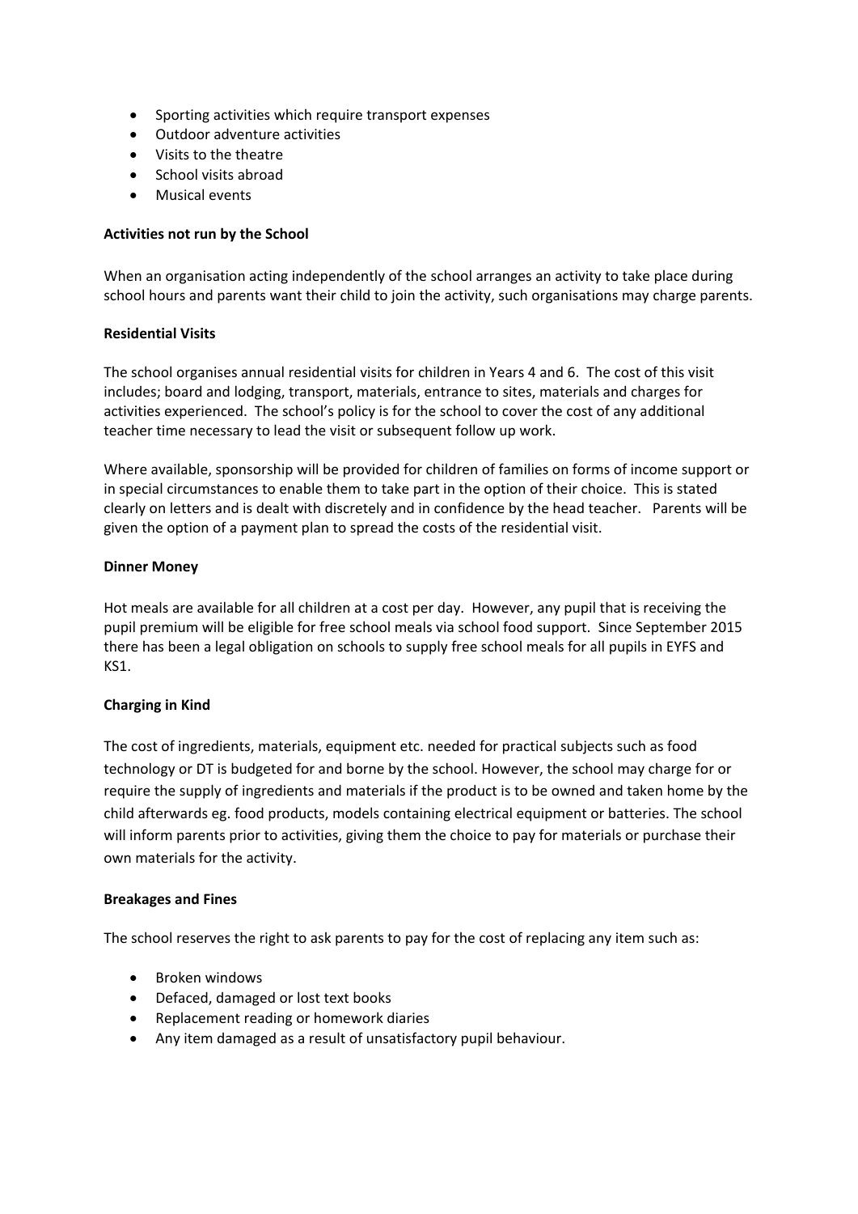- Sporting activities which require transport expenses
- Outdoor adventure activities
- Visits to the theatre
- School visits abroad
- Musical events

**Activities not run by the School**

When an organisation acting independently of the school arranges an activity to take place during school hours and parents want their child to join the activity, such organisations may charge parents.

**Residential Visits**

The school organises annual residential visits for children in Years 4 and 6. The cost of this visit includes; board and lodging, transport, materials, entrance to sites, materials and charges for activities experienced. The school's policy is for the school to cover the cost of any additional teacher time necessary to lead the visit or subsequent follow up work.

Where available, sponsorship will be provided for children of families on forms of income support or in special circumstances to enable them to take part in the option of their choice. This is stated clearly on letters and is dealt with discretely and in confidence by the head teacher. Parents will be given the option of a payment plan to spread the costs of the residential visit.

**Dinner Money**

Hot meals are available for all children at a cost per day. However, any pupil that is receiving the pupil premium will be eligible for free school meals via school food support. Since September 2015 there has been a legal obligation on schools to supply free school meals for all pupils in EYFS and KS1.

**Charging in Kind**

The cost of ingredients, materials, equipment etc. needed for practical subjects such as food technology or DT is budgeted for and borne by the school. However, the school may charge for or require the supply of ingredients and materials if the product is to be owned and taken home by the child afterwards eg. food products, models containing electrical equipment or batteries. The school will inform parents prior to activities, giving them the choice to pay for materials or purchase their own materials for the activity.

**Breakages and Fines**

The school reserves the right to ask parents to pay for the cost of replacing any item such as:

- Broken windows
- Defaced, damaged or lost text books
- Replacement reading or homework diaries
- Any item damaged as a result of unsatisfactory pupil behaviour.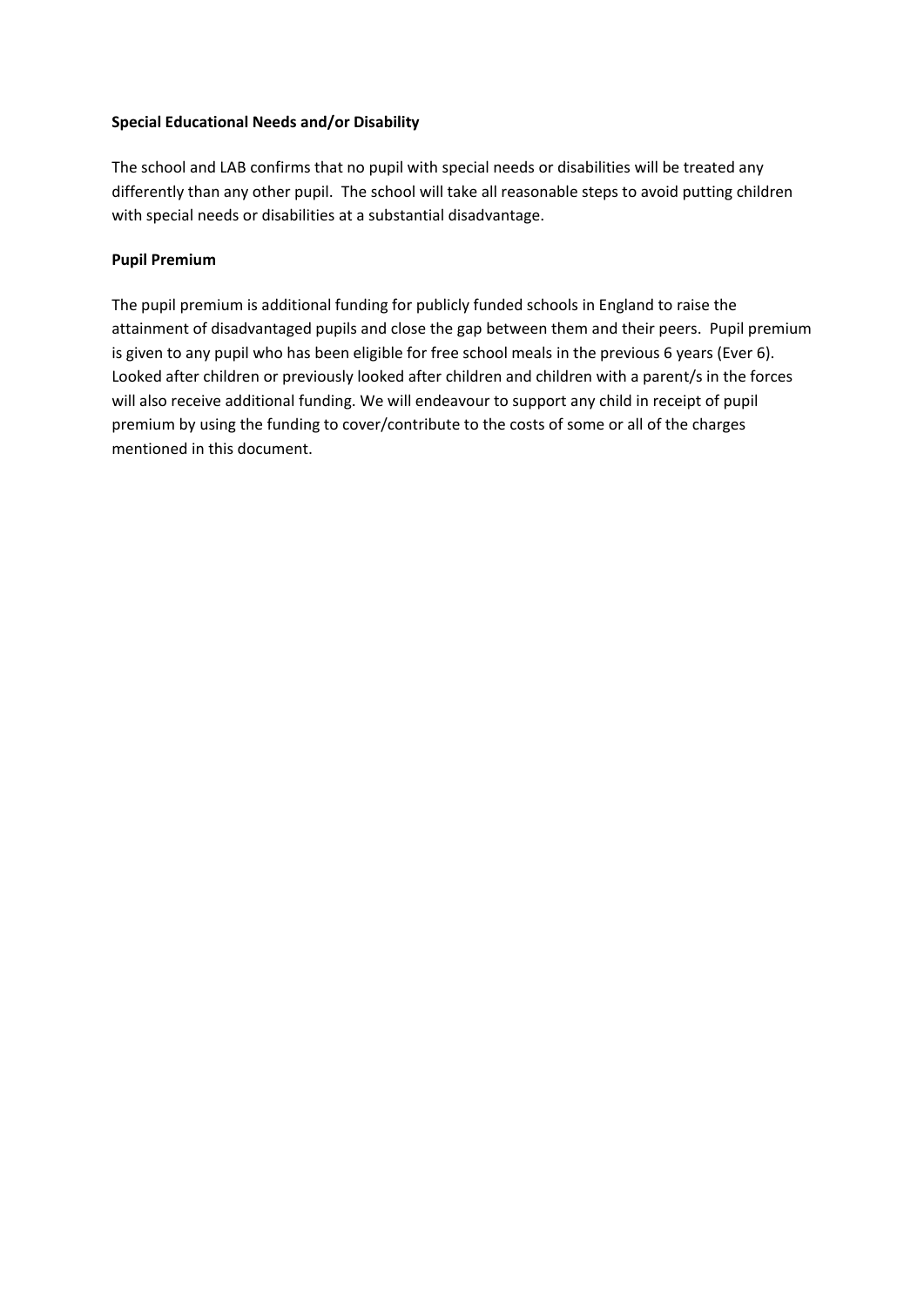**Special Educational Needs and/or Disability**

The school and LAB confirms that no pupil with special needs or disabilities will be treated any differently than any other pupil. The school will take all reasonable steps to avoid putting children with special needs or disabilities at a substantial disadvantage.

**Pupil Premium**

The pupil premium is additional funding for publicly funded schools in England to raise the attainment of disadvantaged pupils and close the gap between them and their peers. Pupil premium is given to any pupil who has been eligible for free school meals in the previous 6 years (Ever 6). Looked after children or previously looked after children and children with a parent/s in the forces will also receive additional funding. We will endeavour to support any child in receipt of pupil premium by using the funding to cover/contribute to the costs of some or all of the charges mentioned in this document.